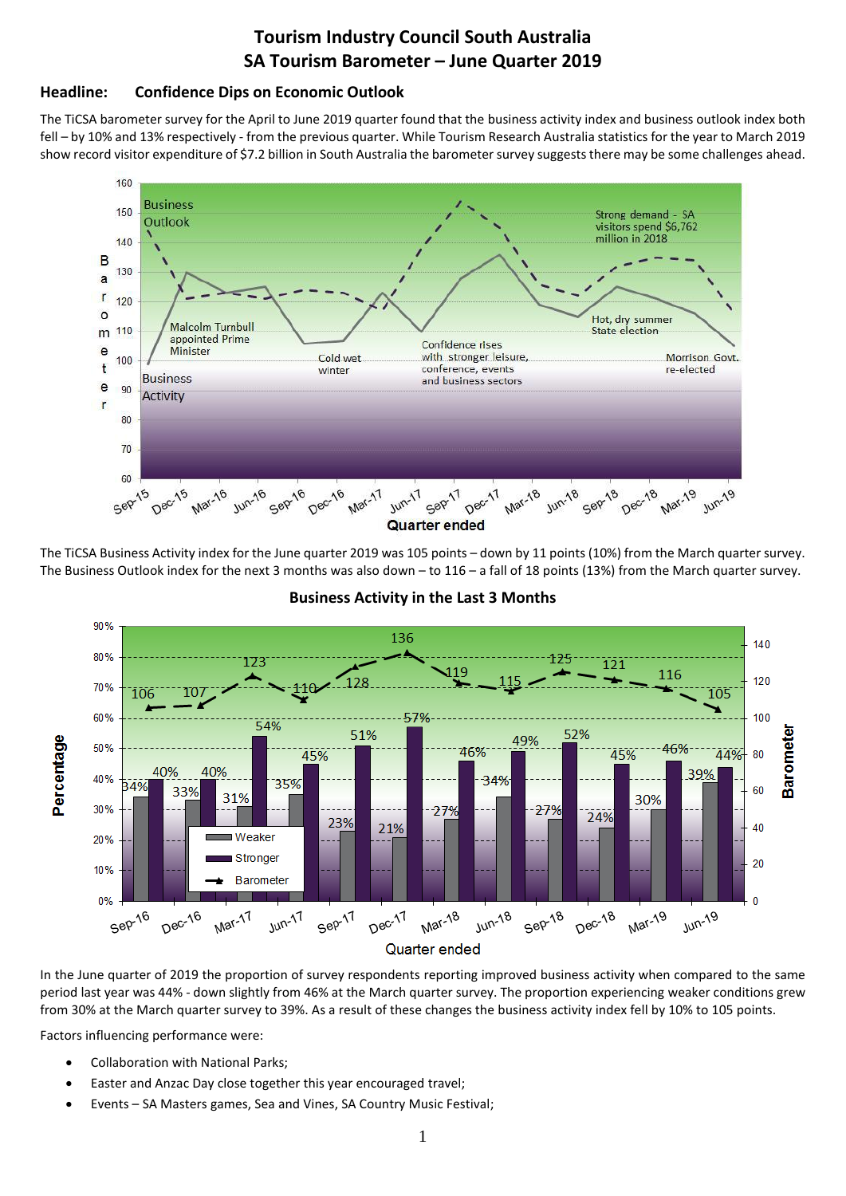# Tourism Industry Council South Australia
# SA Tourism Barometer – June Quarter 2019

## Headline: Confidence Dips on Economic Outlook

The TiCSA barometer survey for the April to June 2019 quarter found that the business activity index and business outlook index both fell – by 10% and 13% respectively - from the previous quarter. While Tourism Research Australia statistics for the year to March 2019 show record visitor expenditure of $7.2 billion in South Australia the barometer survey suggests there may be some challenges ahead.

The TiCSA Business Activity index for the June quarter 2019 was 105 points – down by 11 points (10%) from the March quarter survey. The Business Outlook index for the next 3 months was also down – to 116 – a fall of 18 points (13%) from the March quarter survey.

**Business Activity in the Last 3 Months**

In the June quarter of 2019 the proportion of survey respondents reporting improved business activity when compared to the same period last year was 44% - down slightly from 46% at the March quarter survey. The proportion experiencing weaker conditions grew from 30% at the March quarter survey to 39%. As a result of these changes the business activity index fell by 10% to 105 points.

Factors influencing performance were:

- Collaboration with National Parks;
- Easter and Anzac Day close together this year encouraged travel;
- Events – SA Masters games, Sea and Vines, SA Country Music Festival;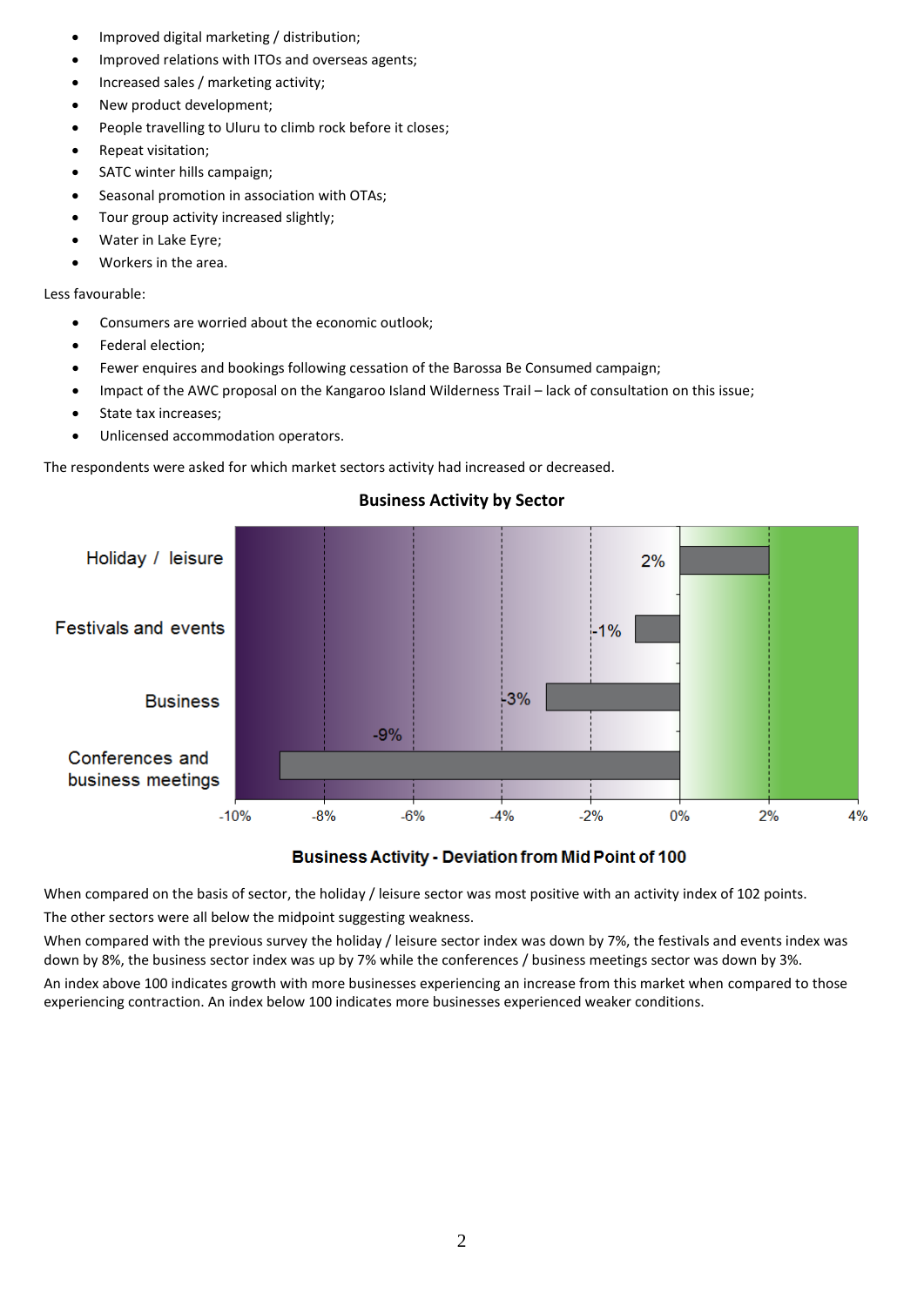- Improved digital marketing / distribution;
- Improved relations with ITOs and overseas agents;
- Increased sales / marketing activity;
- New product development;
- People travelling to Uluru to climb rock before it closes;
- Repeat visitation;
- SATC winter hills campaign;
- Seasonal promotion in association with OTAs;
- Tour group activity increased slightly;
- Water in Lake Eyre;
- Workers in the area.

Less favourable:

- Consumers are worried about the economic outlook;
- Federal election;
- Fewer enquires and bookings following cessation of the Barossa Be Consumed campaign;
- Impact of the AWC proposal on the Kangaroo Island Wilderness Trail – lack of consultation on this issue;
- State tax increases;
- Unlicensed accommodation operators.

The respondents were asked for which market sectors activity had increased or decreased.

**Business Activity by Sector**

| Sector | Deviation from Mid Point of 100 |
|---|---|
| Holiday / leisure | 2% |
| Festivals and events | -1% |
| Business | -3% |
| Conferences and business meetings | -9% |

**Business Activity - Deviation from Mid Point of 100**

When compared on the basis of sector, the holiday / leisure sector was most positive with an activity index of 102 points.

The other sectors were all below the midpoint suggesting weakness.

When compared with the previous survey the holiday / leisure sector index was down by 7%, the festivals and events index was down by 8%, the business sector index was up by 7% while the conferences / business meetings sector was down by 3%.

An index above 100 indicates growth with more businesses experiencing an increase from this market when compared to those experiencing contraction. An index below 100 indicates more businesses experienced weaker conditions.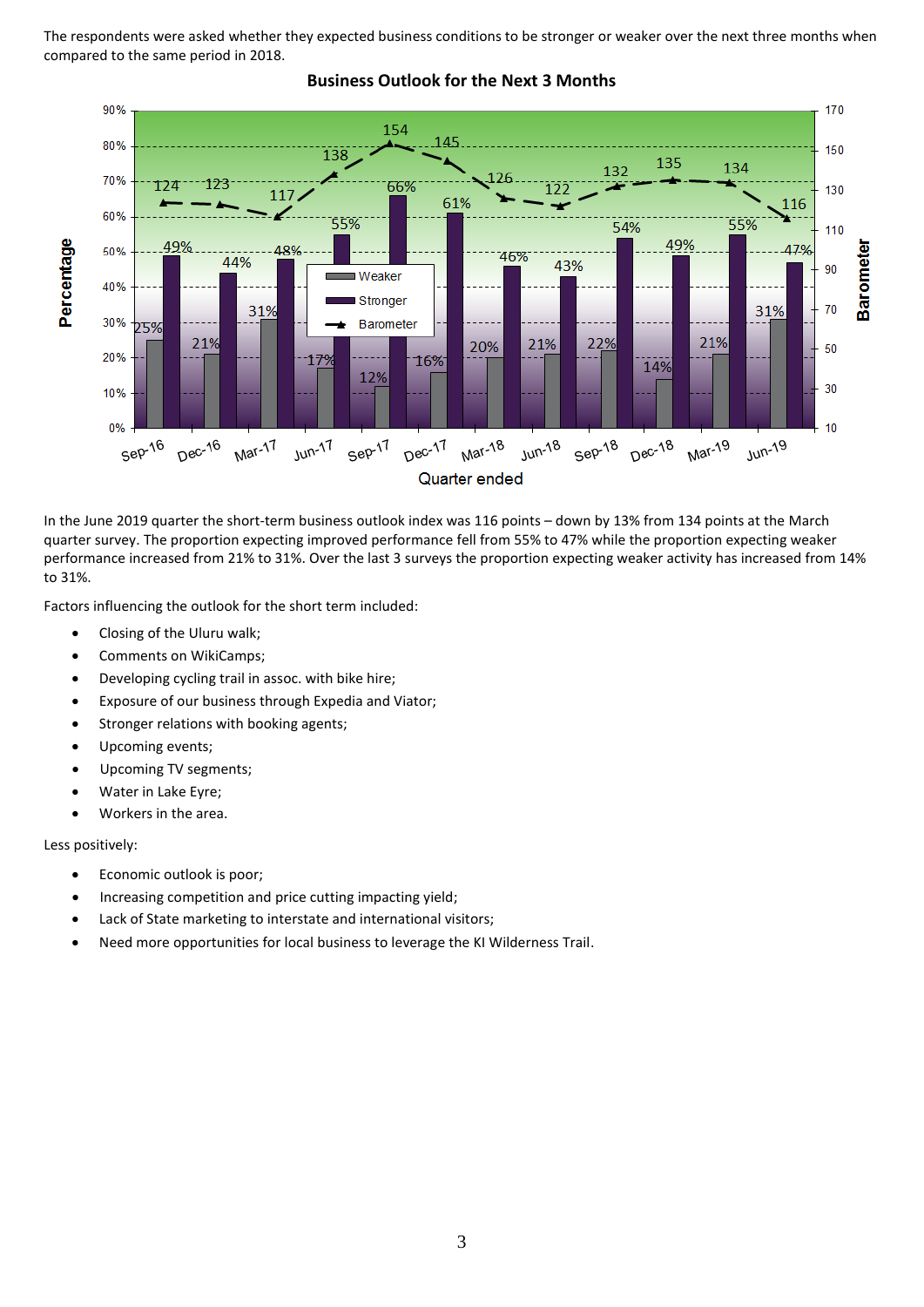The respondents were asked whether they expected business conditions to be stronger or weaker over the next three months when compared to the same period in 2018.

**Business Outlook for the Next 3 Months**

| Quarter ended | Weaker | Stronger | Barometer |
|---|---|---|---|
| Sep-16 | 25% | 49% | 124 |
| Dec-16 | 21% | 44% | 123 |
| Mar-17 | 31% | 48% | 117 |
| Jun-17 | 17% | 55% | 138 |
| Sep-17 | 12% | 66% | 154 |
| Dec-17 | 16% | 61% | 145 |
| Mar-18 | 20% | 46% | 126 |
| Jun-18 | 21% | 43% | 122 |
| Sep-18 | 22% | 54% | 132 |
| Dec-18 | 14% | 49% | 135 |
| Mar-19 | 21% | 55% | 134 |
| Jun-19 | 31% | 47% | 116 |

In the June 2019 quarter the short-term business outlook index was 116 points – down by 13% from 134 points at the March quarter survey. The proportion expecting improved performance fell from 55% to 47% while the proportion expecting weaker performance increased from 21% to 31%. Over the last 3 surveys the proportion expecting weaker activity has increased from 14% to 31%.

Factors influencing the outlook for the short term included:

- Closing of the Uluru walk;
- Comments on WikiCamps;
- Developing cycling trail in assoc. with bike hire;
- Exposure of our business through Expedia and Viator;
- Stronger relations with booking agents;
- Upcoming events;
- Upcoming TV segments;
- Water in Lake Eyre;
- Workers in the area.

Less positively:

- Economic outlook is poor;
- Increasing competition and price cutting impacting yield;
- Lack of State marketing to interstate and international visitors;
- Need more opportunities for local business to leverage the KI Wilderness Trail.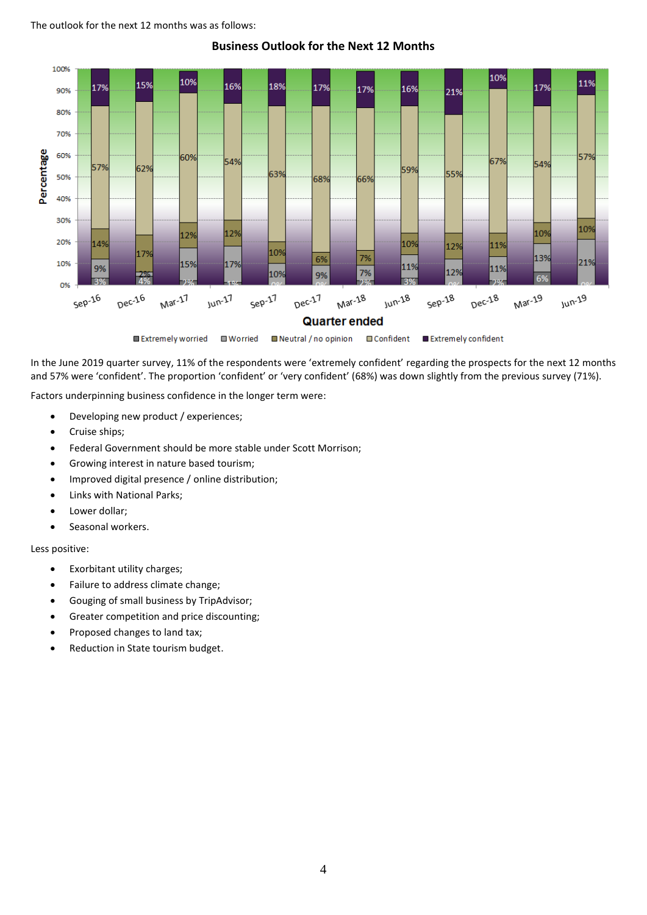The outlook for the next 12 months was as follows:

**Business Outlook for the Next 12 Months**

| Quarter ended | Extremely worried | Worried | Neutral / no opinion | Confident | Extremely confident |
|---|---|---|---|---|---|
| Sep-16 | 3% | 9% | 14% | 57% | 17% |
| Dec-16 | 4% | 2% | 17% | 62% | 15% |
| Mar-17 | 2% | 15% | 12% | 60% | 10% |
| Jun-17 | 1% | 17% | 12% | 54% | 16% |
| Sep-17 | 0% | 10% | 10% | 63% | 18% |
| Dec-17 | 0% | 9% | 6% | 68% | 17% |
| Mar-18 | 2% | 7% | 7% | 66% | 17% |
| Jun-18 | 3% | 11% | 10% | 59% | 16% |
| Sep-18 | 0% | 12% | 12% | 55% | 21% |
| Dec-18 | 2% | 11% | 11% | 67% | 10% |
| Mar-19 | 6% | 13% | 10% | 54% | 17% |
| Jun-19 | 0% | 21% | 10% | 57% | 11% |

In the June 2019 quarter survey, 11% of the respondents were 'extremely confident' regarding the prospects for the next 12 months and 57% were 'confident'. The proportion 'confident' or 'very confident' (68%) was down slightly from the previous survey (71%).

Factors underpinning business confidence in the longer term were:

- Developing new product / experiences;
- Cruise ships;
- Federal Government should be more stable under Scott Morrison;
- Growing interest in nature based tourism;
- Improved digital presence / online distribution;
- Links with National Parks;
- Lower dollar;
- Seasonal workers.

Less positive:

- Exorbitant utility charges;
- Failure to address climate change;
- Gouging of small business by TripAdvisor;
- Greater competition and price discounting;
- Proposed changes to land tax;
- Reduction in State tourism budget.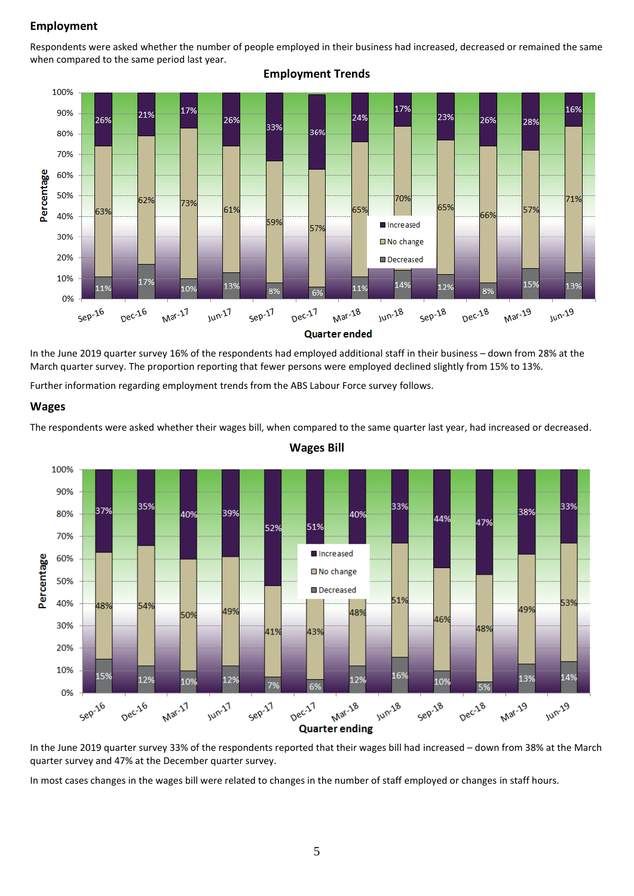## Employment

Respondents were asked whether the number of people employed in their business had increased, decreased or remained the same when compared to the same period last year.

**Employment Trends**

| Quarter ended | Increased | No change | Decreased |
|---|---|---|---|
| Sep-16 | 26% | 63% | 11% |
| Dec-16 | 21% | 62% | 17% |
| Mar-17 | 17% | 73% | 10% |
| Jun-17 | 26% | 61% | 13% |
| Sep-17 | 33% | 59% | 8% |
| Dec-17 | 36% | 57% | 6% |
| Mar-18 | 24% | 65% | 11% |
| Jun-18 | 17% | 70% | 14% |
| Sep-18 | 23% | 65% | 12% |
| Dec-18 | 26% | 66% | 8% |
| Mar-19 | 28% | 57% | 15% |
| Jun-19 | 16% | 71% | 13% |

In the June 2019 quarter survey 16% of the respondents had employed additional staff in their business – down from 28% at the March quarter survey. The proportion reporting that fewer persons were employed declined slightly from 15% to 13%.

Further information regarding employment trends from the ABS Labour Force survey follows.

## Wages

The respondents were asked whether their wages bill, when compared to the same quarter last year, had increased or decreased.

**Wages Bill**

| Quarter ending | Increased | No change | Decreased |
|---|---|---|---|
| Sep-16 | 37% | 48% | 15% |
| Dec-16 | 35% | 54% | 12% |
| Mar-17 | 40% | 50% | 10% |
| Jun-17 | 39% | 49% | 12% |
| Sep-17 | 52% | 41% | 7% |
| Dec-17 | 51% | 43% | 6% |
| Mar-18 | 40% | 48% | 12% |
| Jun-18 | 33% | 51% | 16% |
| Sep-18 | 44% | 46% | 10% |
| Dec-18 | 47% | 48% | 5% |
| Mar-19 | 38% | 49% | 13% |
| Jun-19 | 33% | 53% | 14% |

In the June 2019 quarter survey 33% of the respondents reported that their wages bill had increased – down from 38% at the March quarter survey and 47% at the December quarter survey.

In most cases changes in the wages bill were related to changes in the number of staff employed or changes in staff hours.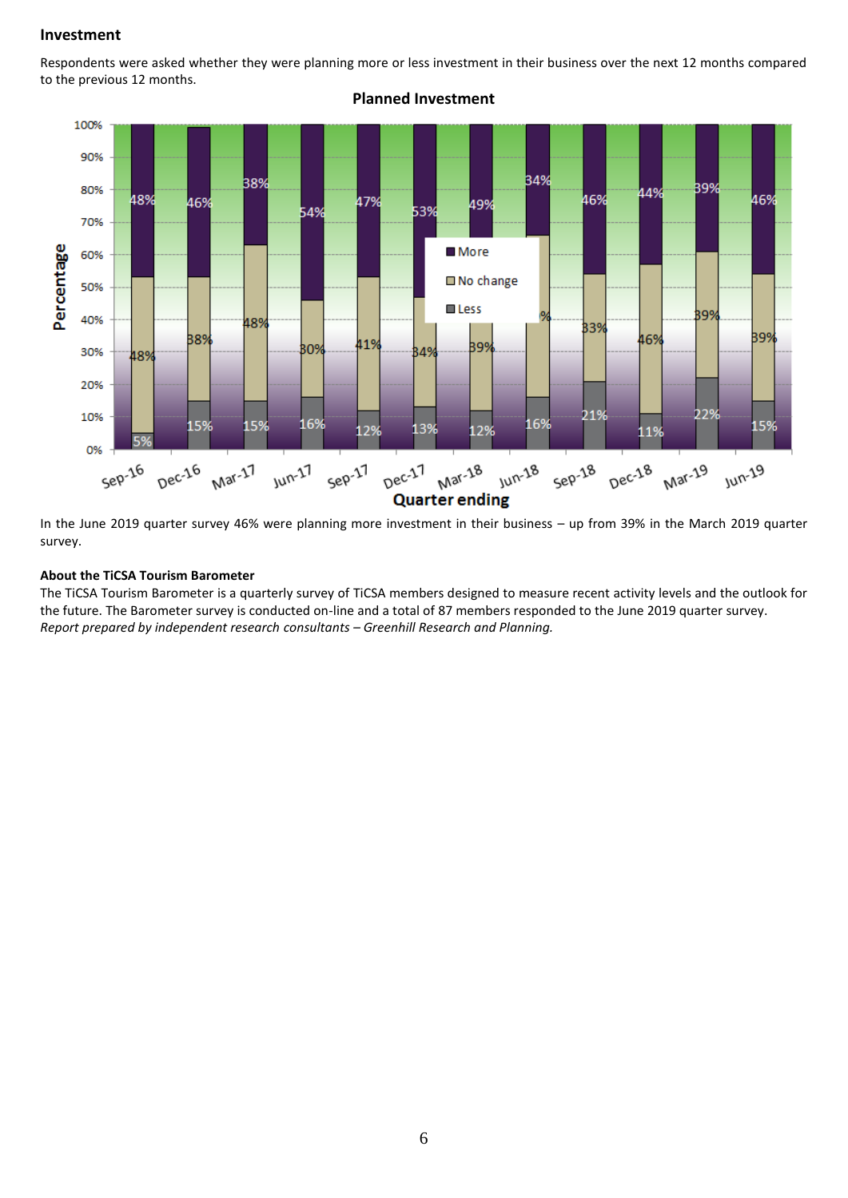## Investment

Respondents were asked whether they were planning more or less investment in their business over the next 12 months compared to the previous 12 months.

**Planned Investment**

| Quarter ending | More | No change | Less |
|---|---|---|---|
| Sep-16 | 48% | 48% | 5% |
| Dec-16 | 46% | 38% | 15% |
| Mar-17 | 38% | 48% | 15% |
| Jun-17 | 54% | 30% | 16% |
| Sep-17 | 47% | 41% | 12% |
| Dec-17 | 53% | 34% | 13% |
| Mar-18 | 49% | 39% | 12% |
| Jun-18 | 34% | % | 16% |
| Sep-18 | 46% | 33% | 21% |
| Dec-18 | 44% | 46% | 11% |
| Mar-19 | 39% | 39% | 22% |
| Jun-19 | 46% | 39% | 15% |

In the June 2019 quarter survey 46% were planning more investment in their business – up from 39% in the March 2019 quarter survey.

**About the TiCSA Tourism Barometer**

The TiCSA Tourism Barometer is a quarterly survey of TiCSA members designed to measure recent activity levels and the outlook for the future. The Barometer survey is conducted on-line and a total of 87 members responded to the June 2019 quarter survey.

*Report prepared by independent research consultants – Greenhill Research and Planning.*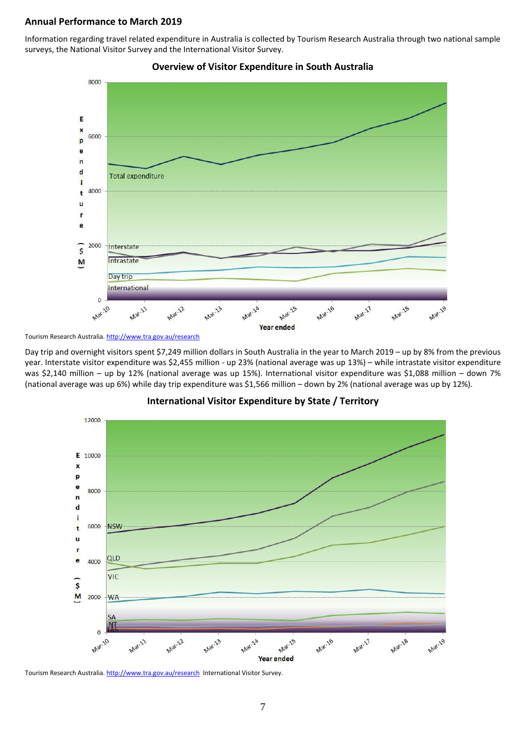## Annual Performance to March 2019

Information regarding travel related expenditure in Australia is collected by Tourism Research Australia through two national sample surveys, the National Visitor Survey and the International Visitor Survey.

### Overview of Visitor Expenditure in South Australia

Tourism Research Australia. http://www.tra.gov.au/research

Day trip and overnight visitors spent $7,249 million dollars in South Australia in the year to March 2019 – up by 8% from the previous year. Interstate visitor expenditure was $2,455 million - up 23% (national average was up 13%) – while intrastate visitor expenditure was $2,140 million – up by 12% (national average was up 15%). International visitor expenditure was $1,088 million – down 7% (national average was up 6%) while day trip expenditure was $1,566 million – down by 2% (national average was up by 12%).

### International Visitor Expenditure by State / Territory

Tourism Research Australia. http://www.tra.gov.au/research International Visitor Survey.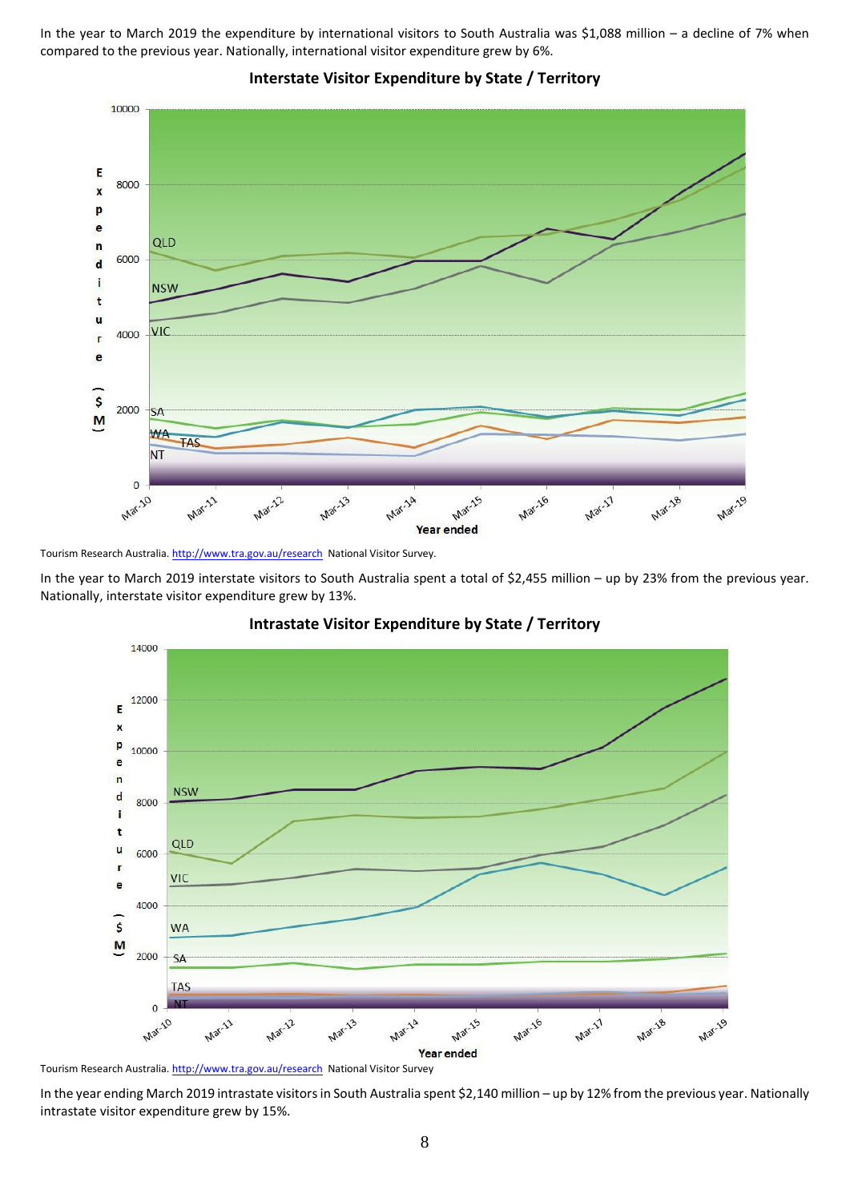In the year to March 2019 the expenditure by international visitors to South Australia was $1,088 million – a decline of 7% when compared to the previous year. Nationally, international visitor expenditure grew by 6%.

**Interstate Visitor Expenditure by State / Territory**

Tourism Research Australia. http://www.tra.gov.au/research National Visitor Survey.

In the year to March 2019 interstate visitors to South Australia spent a total of $2,455 million – up by 23% from the previous year. Nationally, interstate visitor expenditure grew by 13%.

**Intrastate Visitor Expenditure by State / Territory**

Tourism Research Australia. http://www.tra.gov.au/research National Visitor Survey

In the year ending March 2019 intrastate visitors in South Australia spent $2,140 million – up by 12% from the previous year. Nationally intrastate visitor expenditure grew by 15%.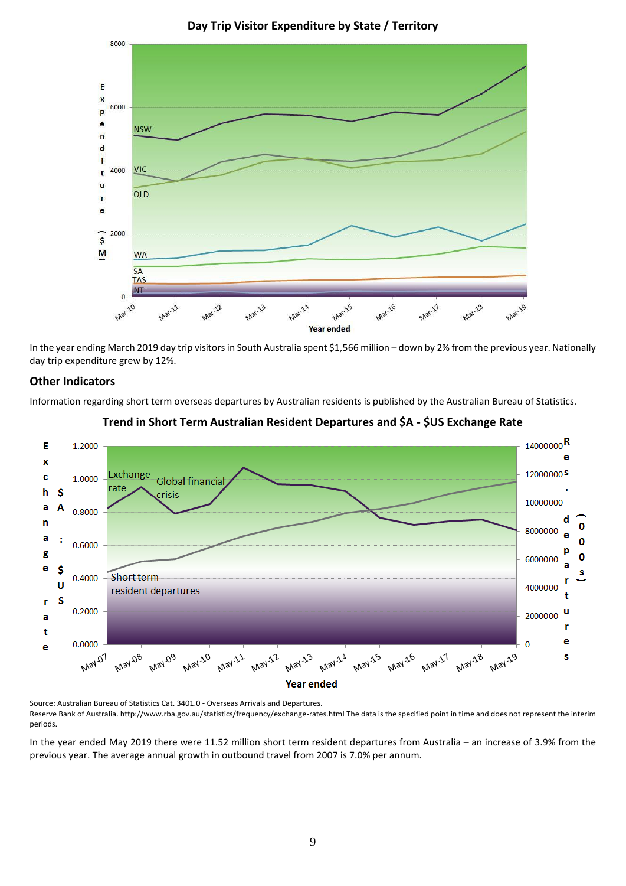**Day Trip Visitor Expenditure by State / Territory**

In the year ending March 2019 day trip visitors in South Australia spent $1,566 million – down by 2% from the previous year. Nationally day trip expenditure grew by 12%.

## Other Indicators

Information regarding short term overseas departures by Australian residents is published by the Australian Bureau of Statistics.

**Trend in Short Term Australian Resident Departures and $A - $US Exchange Rate**

Source: Australian Bureau of Statistics Cat. 3401.0 - Overseas Arrivals and Departures.
Reserve Bank of Australia. http://www.rba.gov.au/statistics/frequency/exchange-rates.html The data is the specified point in time and does not represent the interim periods.

In the year ended May 2019 there were 11.52 million short term resident departures from Australia – an increase of 3.9% from the previous year. The average annual growth in outbound travel from 2007 is 7.0% per annum.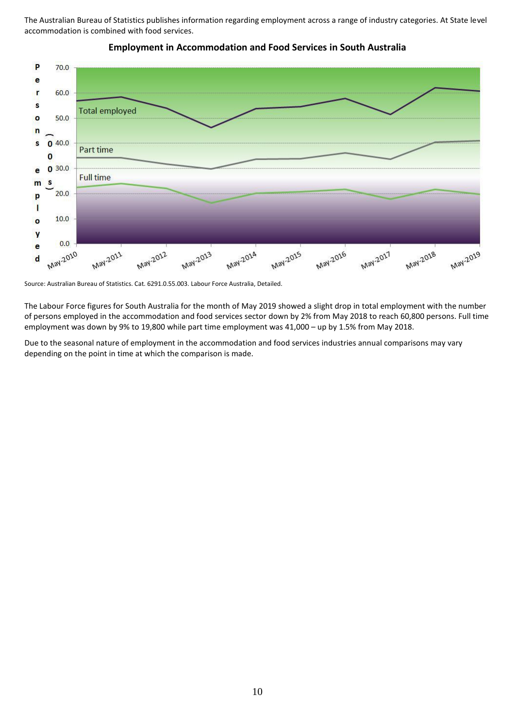The Australian Bureau of Statistics publishes information regarding employment across a range of industry categories. At State level accommodation is combined with food services.

**Employment in Accommodation and Food Services in South Australia**

Persons employed ('000s)

70.0
60.0
50.0
40.0
30.0
20.0
10.0
0.0

Total employed
Part time
Full time

May-2010 May-2011 May-2012 May-2013 May-2014 May-2015 May-2016 May-2017 May-2018 May-2019

Source: Australian Bureau of Statistics. Cat. 6291.0.55.003. Labour Force Australia, Detailed.

The Labour Force figures for South Australia for the month of May 2019 showed a slight drop in total employment with the number of persons employed in the accommodation and food services sector down by 2% from May 2018 to reach 60,800 persons. Full time employment was down by 9% to 19,800 while part time employment was 41,000 – up by 1.5% from May 2018.

Due to the seasonal nature of employment in the accommodation and food services industries annual comparisons may vary depending on the point in time at which the comparison is made.